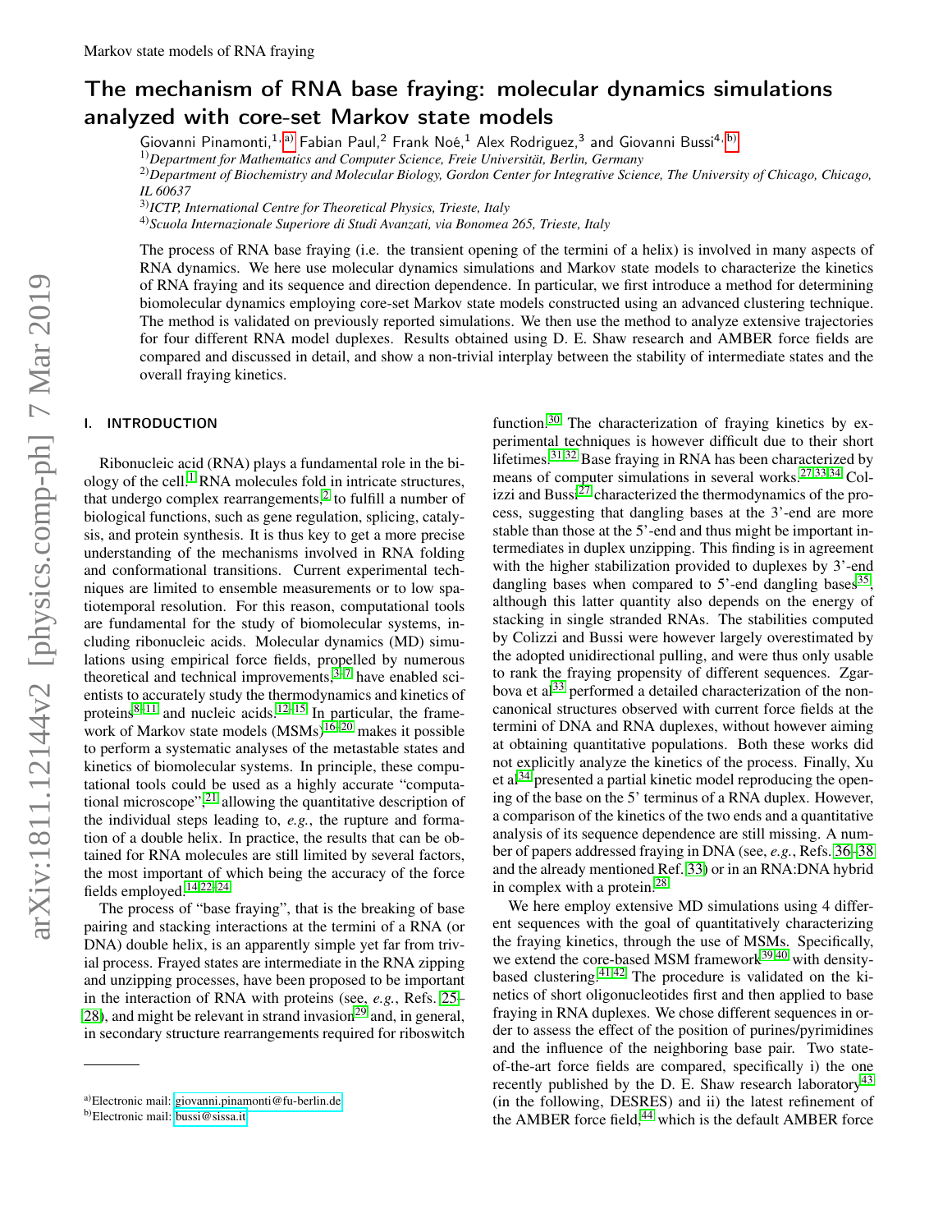# The mechanism of RNA base fraying: molecular dynamics simulations analyzed with core-set Markov state models

Giovanni Pinamonti,[1,a] Fabian Paul,[2] Frank Noé,[1] Alex Rodriguez,[3] and Giovanni Bussi[4,b]

[1] *Department for Mathematics and Computer Science, Freie Universität, Berlin, Germany*
[2] *Department of Biochemistry and Molecular Biology, Gordon Center for Integrative Science, The University of Chicago, Chicago, IL 60637*
[3] *ICTP, International Centre for Theoretical Physics, Trieste, Italy*
[4] *Scuola Internazionale Superiore di Studi Avanzati, via Bonomea 265, Trieste, Italy*

The process of RNA base fraying (i.e. the transient opening of the termini of a helix) is involved in many aspects of RNA dynamics. We here use molecular dynamics simulations and Markov state models to characterize the kinetics of RNA fraying and its sequence and direction dependence. In particular, we first introduce a method for determining biomolecular dynamics employing core-set Markov state models constructed using an advanced clustering technique. The method is validated on previously reported simulations. We then use the method to analyze extensive trajectories for four different RNA model duplexes. Results obtained using D. E. Shaw research and AMBER force fields are compared and discussed in detail, and show a non-trivial interplay between the stability of intermediate states and the overall fraying kinetics.

## I. INTRODUCTION

Ribonucleic acid (RNA) plays a fundamental role in the biology of the cell.[1] RNA molecules fold in intricate structures, that undergo complex rearrangements,[2] to fulfill a number of biological functions, such as gene regulation, splicing, catalysis, and protein synthesis. It is thus key to get a more precise understanding of the mechanisms involved in RNA folding and conformational transitions. Current experimental techniques are limited to ensemble measurements or to low spatiotemporal resolution. For this reason, computational tools are fundamental for the study of biomolecular systems, including ribonucleic acids. Molecular dynamics (MD) simulations using empirical force fields, propelled by numerous theoretical and technical improvements,[3–7] have enabled scientists to accurately study the thermodynamics and kinetics of proteins[8–11] and nucleic acids.[12–15] In particular, the framework of Markov state models (MSMs)[16–20] makes it possible to perform a systematic analyses of the metastable states and kinetics of biomolecular systems. In principle, these computational tools could be used as a highly accurate "computational microscope",[21] allowing the quantitative description of the individual steps leading to, *e.g.*, the rupture and formation of a double helix. In practice, the results that can be obtained for RNA molecules are still limited by several factors, the most important of which being the accuracy of the force fields employed.[14,22,24]

The process of "base fraying", that is the breaking of base pairing and stacking interactions at the termini of a RNA (or DNA) double helix, is an apparently simple yet far from trivial process. Frayed states are intermediate in the RNA zipping and unzipping processes, have been proposed to be important in the interaction of RNA with proteins (see, *e.g.*, Refs. 25–28), and might be relevant in strand invasion[29] and, in general, in secondary structure rearrangements required for riboswitch function.[30] The characterization of fraying kinetics by experimental techniques is however difficult due to their short lifetimes.[31,32] Base fraying in RNA has been characterized by means of computer simulations in several works.[27,33,34] Colizzi and Bussi[27] characterized the thermodynamics of the process, suggesting that dangling bases at the 3'-end are more stable than those at the 5'-end and thus might be important intermediates in duplex unzipping. This finding is in agreement with the higher stabilization provided to duplexes by 3'-end dangling bases when compared to 5'-end dangling bases[35], although this latter quantity also depends on the energy of stacking in single stranded RNAs. The stabilities computed by Colizzi and Bussi were however largely overestimated by the adopted unidirectional pulling, and were thus only usable to rank the fraying propensity of different sequences. Zgarbova et al[33] performed a detailed characterization of the non-canonical structures observed with current force fields at the termini of DNA and RNA duplexes, without however aiming at obtaining quantitative populations. Both these works did not explicitly analyze the kinetics of the process. Finally, Xu et al[34] presented a partial kinetic model reproducing the opening of the base on the 5' terminus of a RNA duplex. However, a comparison of the kinetics of the two ends and a quantitative analysis of its sequence dependence are still missing. A number of papers addressed fraying in DNA (see, *e.g.*, Refs. 36–38 and the already mentioned Ref. 33) or in an RNA:DNA hybrid in complex with a protein.[28]

We here employ extensive MD simulations using 4 different sequences with the goal of quantitatively characterizing the fraying kinetics, through the use of MSMs. Specifically, we extend the core-based MSM framework[39,40] with density-based clustering.[41,42] The procedure is validated on the kinetics of short oligonucleotides first and then applied to base fraying in RNA duplexes. We chose different sequences in order to assess the effect of the position of purines/pyrimidines and the influence of the neighboring base pair. Two state-of-the-art force fields are compared, specifically i) the one recently published by the D. E. Shaw research laboratory[43] (in the following, DESRES) and ii) the latest refinement of the AMBER force field,[44] which is the default AMBER force

[a] Electronic mail: giovanni.pinamonti@fu-berlin.de
[b] Electronic mail: bussi@sissa.it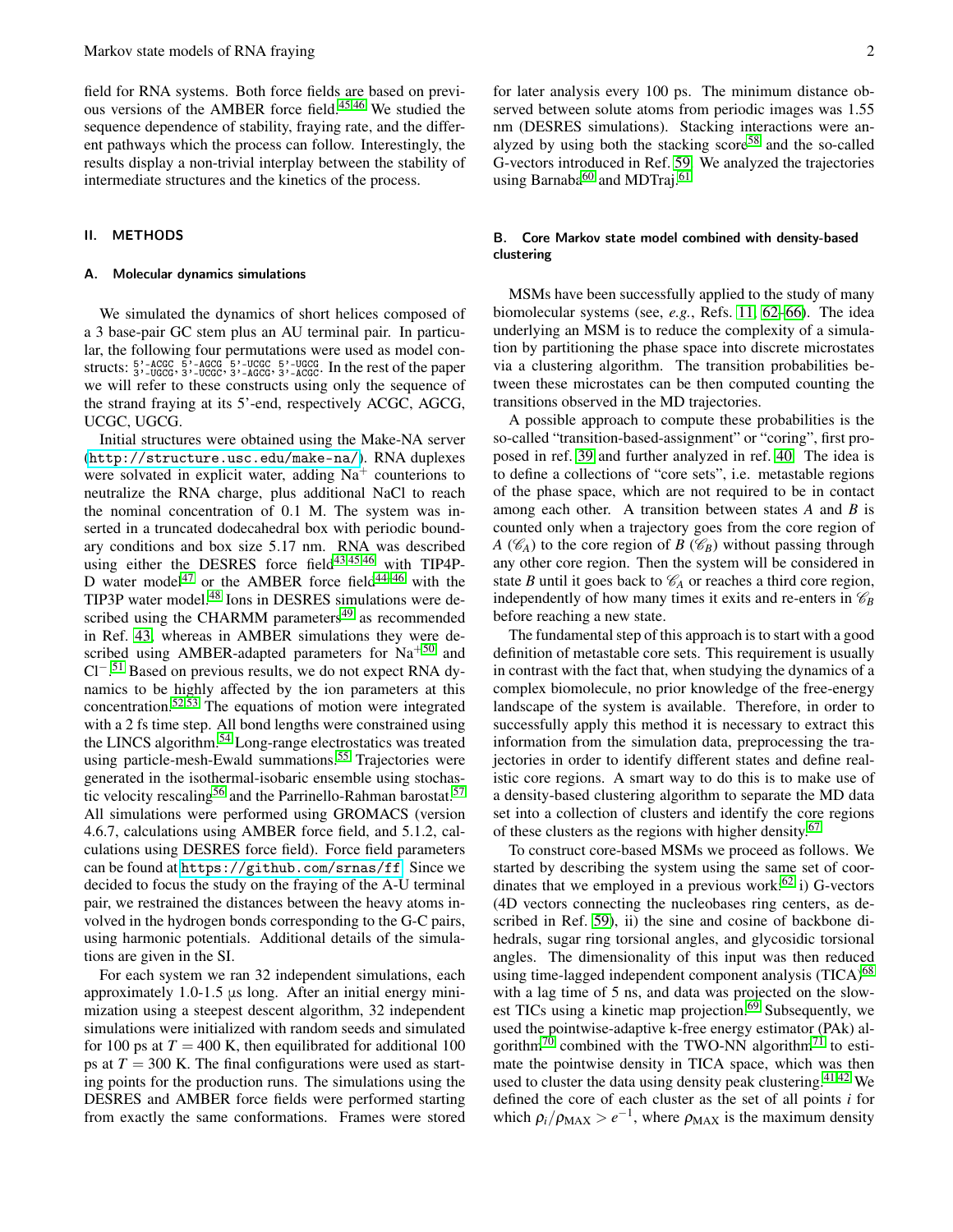field for RNA systems. Both force fields are based on previous versions of the AMBER force field.[45,46] We studied the sequence dependence of stability, fraying rate, and the different pathways which the process can follow. Interestingly, the results display a non-trivial interplay between the stability of intermediate structures and the kinetics of the process.

## II. METHODS

### A. Molecular dynamics simulations

We simulated the dynamics of short helices composed of a 3 base-pair GC stem plus an AU terminal pair. In particular, the following four permutations were used as model constructs: $^{5'\text{-ACGC}}_{3'\text{-UGCG}}$, $^{5'\text{-AGCG}}_{3'\text{-UCGC}}$, $^{5'\text{-UCGC}}_{3'\text{-AGCG}}$, $^{5'\text{-UGCG}}_{3'\text{-ACGC}}$. In the rest of the paper we will refer to these constructs using only the sequence of the strand fraying at its 5'-end, respectively ACGC, AGCG, UCGC, UGCG.

Initial structures were obtained using the Make-NA server (http://structure.usc.edu/make-na/). RNA duplexes were solvated in explicit water, adding $Na^+$ counterions to neutralize the RNA charge, plus additional NaCl to reach the nominal concentration of 0.1 M. The system was inserted in a truncated dodecahedral box with periodic boundary conditions and box size 5.17 nm. RNA was described using either the DESRES force field[43,45,46] with TIP4P-D water model[47] or the AMBER force field[44–46] with the TIP3P water model.[48] Ions in DESRES simulations were described using the CHARMM parameters[49] as recommended in Ref. 43, whereas in AMBER simulations they were described using AMBER-adapted parameters for $Na^+$[50] and $Cl^-$.[51] Based on previous results, we do not expect RNA dynamics to be highly affected by the ion parameters at this concentration.[52,53] The equations of motion were integrated with a 2 fs time step. All bond lengths were constrained using the LINCS algorithm.[54] Long-range electrostatics was treated using particle-mesh-Ewald summations.[55] Trajectories were generated in the isothermal-isobaric ensemble using stochastic velocity rescaling[56] and the Parrinello-Rahman barostat.[57] All simulations were performed using GROMACS (version 4.6.7, calculations using AMBER force field, and 5.1.2, calculations using DESRES force field). Force field parameters can be found at https://github.com/srnas/ff. Since we decided to focus the study on the fraying of the A-U terminal pair, we restrained the distances between the heavy atoms involved in the hydrogen bonds corresponding to the G-C pairs, using harmonic potentials. Additional details of the simulations are given in the SI.

For each system we ran 32 independent simulations, each approximately 1.0-1.5 μs long. After an initial energy minimization using a steepest descent algorithm, 32 independent simulations were initialized with random seeds and simulated for 100 ps at $T = 400$ K, then equilibrated for additional 100 ps at $T = 300$ K. The final configurations were used as starting points for the production runs. The simulations using the DESRES and AMBER force fields were performed starting from exactly the same conformations. Frames were stored for later analysis every 100 ps. The minimum distance observed between solute atoms from periodic images was 1.55 nm (DESRES simulations). Stacking interactions were analyzed by using both the stacking score[58] and the so-called G-vectors introduced in Ref. 59. We analyzed the trajectories using Barnaba[60] and MDTraj.[61]

### B. Core Markov state model combined with density-based clustering

MSMs have been successfully applied to the study of many biomolecular systems (see, *e.g.*, Refs. 11, 62–66). The idea underlying an MSM is to reduce the complexity of a simulation by partitioning the phase space into discrete microstates via a clustering algorithm. The transition probabilities between these microstates can be then computed counting the transitions observed in the MD trajectories.

A possible approach to compute these probabilities is the so-called "transition-based-assignment" or "coring", first proposed in ref. 39 and further analyzed in ref. 40. The idea is to define a collections of "core sets", i.e. metastable regions of the phase space, which are not required to be in contact among each other. A transition between states *A* and *B* is counted only when a trajectory goes from the core region of *A* ($\mathscr{C}_A$) to the core region of *B* ($\mathscr{C}_B$) without passing through any other core region. Then the system will be considered in state *B* until it goes back to $\mathscr{C}_A$ or reaches a third core region, independently of how many times it exits and re-enters in $\mathscr{C}_B$ before reaching a new state.

The fundamental step of this approach is to start with a good definition of metastable core sets. This requirement is usually in contrast with the fact that, when studying the dynamics of a complex biomolecule, no prior knowledge of the free-energy landscape of the system is available. Therefore, in order to successfully apply this method it is necessary to extract this information from the simulation data, preprocessing the trajectories in order to identify different states and define realistic core regions. A smart way to do this is to make use of a density-based clustering algorithm to separate the MD data set into a collection of clusters and identify the core regions of these clusters as the regions with higher density.[67]

To construct core-based MSMs we proceed as follows. We started by describing the system using the same set of coordinates that we employed in a previous work:[62] i) G-vectors (4D vectors connecting the nucleobases ring centers, as described in Ref. 59), ii) the sine and cosine of backbone dihedrals, sugar ring torsional angles, and glycosidic torsional angles. The dimensionality of this input was then reduced using time-lagged independent component analysis (TICA)[68] with a lag time of 5 ns, and data was projected on the slowest TICs using a kinetic map projection.[69] Subsequently, we used the pointwise-adaptive k-free energy estimator (PAk) algorithm[70] combined with the TWO-NN algorithm[71] to estimate the pointwise density in TICA space, which was then used to cluster the data using density peak clustering.[41,42] We defined the core of each cluster as the set of all points *i* for which $\rho_i/\rho_{\text{MAX}} > e^{-1}$, where $\rho_{\text{MAX}}$ is the maximum density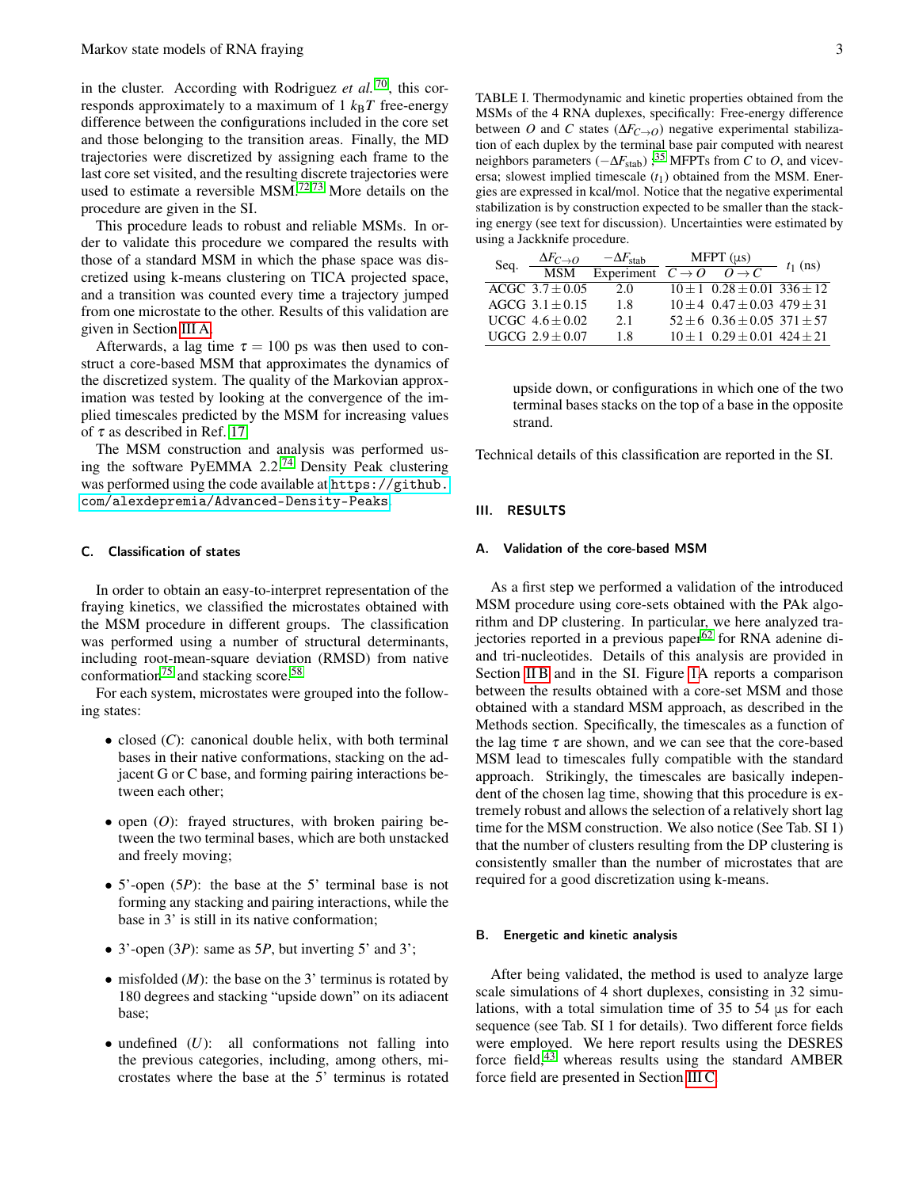in the cluster. According with Rodriguez *et al.*[70], this corresponds approximately to a maximum of 1 $k_BT$ free-energy difference between the configurations included in the core set and those belonging to the transition areas. Finally, the MD trajectories were discretized by assigning each frame to the last core set visited, and the resulting discrete trajectories were used to estimate a reversible MSM.[72,73] More details on the procedure are given in the SI.

This procedure leads to robust and reliable MSMs. In order to validate this procedure we compared the results with those of a standard MSM in which the phase space was discretized using k-means clustering on TICA projected space, and a transition was counted every time a trajectory jumped from one microstate to the other. Results of this validation are given in Section III A.

Afterwards, a lag time $\tau = 100$ ps was then used to construct a core-based MSM that approximates the dynamics of the discretized system. The quality of the Markovian approximation was tested by looking at the convergence of the implied timescales predicted by the MSM for increasing values of $\tau$ as described in Ref. 17.

The MSM construction and analysis was performed using the software PyEMMA 2.2.[74] Density Peak clustering was performed using the code available at https://github.com/alexdepremia/Advanced-Density-Peaks.

### C. Classification of states

In order to obtain an easy-to-interpret representation of the fraying kinetics, we classified the microstates obtained with the MSM procedure in different groups. The classification was performed using a number of structural determinants, including root-mean-square deviation (RMSD) from native conformation[75] and stacking score.[58]

For each system, microstates were grouped into the following states:

- closed ($C$): canonical double helix, with both terminal bases in their native conformations, stacking on the adjacent G or C base, and forming pairing interactions between each other;
- open ($O$): frayed structures, with broken pairing between the two terminal bases, which are both unstacked and freely moving;
- 5'-open ($5P$): the base at the 5' terminal base is not forming any stacking and pairing interactions, while the base in 3' is still in its native conformation;
- 3'-open ($3P$): same as $5P$, but inverting 5' and 3';
- misfolded ($M$): the base on the 3' terminus is rotated by 180 degrees and stacking "upside down" on its adiacent base;
- undefined ($U$): all conformations not falling into the previous categories, including, among others, microstates where the base at the 5' terminus is rotated upside down, or configurations in which one of the two terminal bases stacks on the top of a base in the opposite strand.

Technical details of this classification are reported in the SI.

TABLE I. Thermodynamic and kinetic properties obtained from the MSMs of the 4 RNA duplexes, specifically: Free-energy difference between $O$ and $C$ states ($\Delta F_{C\rightarrow O}$) negative experimental stabilization of each duplex by the terminal base pair computed with nearest neighbors parameters ($-\Delta F_{\text{stab}}$);[35] MFPTs from $C$ to $O$, and viceversa; slowest implied timescale ($t_1$) obtained from the MSM. Energies are expressed in kcal/mol. Notice that the negative experimental stabilization is by construction expected to be smaller than the stacking energy (see text for discussion). Uncertainties were estimated by using a Jackknife procedure.

| Seq. | $\Delta F_{C\rightarrow O}$ | $-\Delta F_{\text{stab}}$ | MFPT (µs) | | $t_1$ (ns) |
|---|---|---|---|---|---|
| | MSM | Experiment | $C\rightarrow O$ | $O\rightarrow C$ | |
| ACGC | $3.7\pm0.05$ | 2.0 | $10\pm1$ | $0.28\pm0.01$ | $336\pm12$ |
| AGCG | $3.1\pm0.15$ | 1.8 | $10\pm4$ | $0.47\pm0.03$ | $479\pm31$ |
| UCGC | $4.6\pm0.02$ | 2.1 | $52\pm6$ | $0.36\pm0.05$ | $371\pm57$ |
| UGCG | $2.9\pm0.07$ | 1.8 | $10\pm1$ | $0.29\pm0.01$ | $424\pm21$ |

## III. RESULTS

### A. Validation of the core-based MSM

As a first step we performed a validation of the introduced MSM procedure using core-sets obtained with the PAk algorithm and DP clustering. In particular, we here analyzed trajectories reported in a previous paper[62] for RNA adenine di- and tri-nucleotides. Details of this analysis are provided in Section II B and in the SI. Figure 1A reports a comparison between the results obtained with a core-set MSM and those obtained with a standard MSM approach, as described in the Methods section. Specifically, the timescales as a function of the lag time $\tau$ are shown, and we can see that the core-based MSM lead to timescales fully compatible with the standard approach. Strikingly, the timescales are basically independent of the chosen lag time, showing that this procedure is extremely robust and allows the selection of a relatively short lag time for the MSM construction. We also notice (See Tab. SI 1) that the number of clusters resulting from the DP clustering is consistently smaller than the number of microstates that are required for a good discretization using k-means.

### B. Energetic and kinetic analysis

After being validated, the method is used to analyze large scale simulations of 4 short duplexes, consisting in 32 simulations, with a total simulation time of 35 to 54 µs for each sequence (see Tab. SI 1 for details). Two different force fields were employed. We here report results using the DESRES force field,[43] whereas results using the standard AMBER force field are presented in Section III C.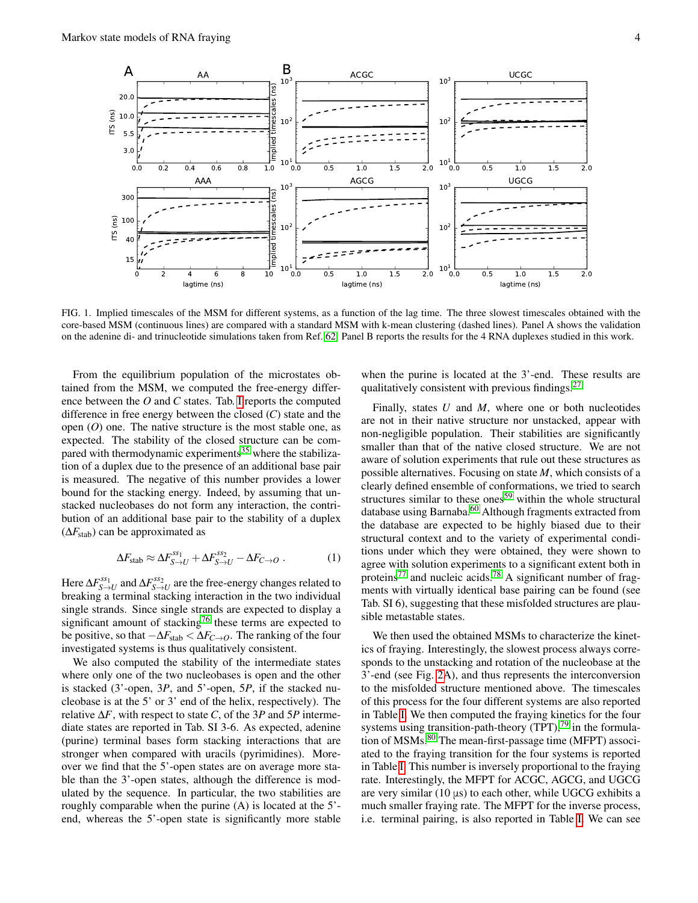FIG. 1. Implied timescales of the MSM for different systems, as a function of the lag time. The three slowest timescales obtained with the core-based MSM (continuous lines) are compared with a standard MSM with k-mean clustering (dashed lines). Panel A shows the validation on the adenine di- and trinucleotide simulations taken from Ref. [62]. Panel B reports the results for the 4 RNA duplexes studied in this work.

From the equilibrium population of the microstates obtained from the MSM, we computed the free-energy difference between the $O$ and $C$ states. Tab. I reports the computed difference in free energy between the closed ($C$) state and the open ($O$) one. The native structure is the most stable one, as expected. The stability of the closed structure can be compared with thermodynamic experiments[35] where the stabilization of a duplex due to the presence of an additional base pair is measured. The negative of this number provides a lower bound for the stacking energy. Indeed, by assuming that unstacked nucleobases do not form any interaction, the contribution of an additional base pair to the stability of a duplex ($\Delta F_{\rm stab}$) can be approximated as

$$\Delta F_{\rm stab} \approx \Delta F^{ss_1}_{S\rightarrow U} + \Delta F^{ss_2}_{S\rightarrow U} - \Delta F_{C\rightarrow O} \ . \qquad (1)$$

Here $\Delta F^{ss_1}_{S\rightarrow U}$ and $\Delta F^{ss_2}_{S\rightarrow U}$ are the free-energy changes related to breaking a terminal stacking interaction in the two individual single strands. Since single strands are expected to display a significant amount of stacking[76] these terms are expected to be positive, so that $-\Delta F_{\rm stab} < \Delta F_{C\rightarrow O}$. The ranking of the four investigated systems is thus qualitatively consistent.

We also computed the stability of the intermediate states where only one of the two nucleobases is open and the other is stacked (3'-open, $3P$, and 5'-open, $5P$, if the stacked nucleobase is at the 5' or 3' end of the helix, respectively). The relative $\Delta F$, with respect to state $C$, of the $3P$ and $5P$ intermediate states are reported in Tab. SI 3-6. As expected, adenine (purine) terminal bases form stacking interactions that are stronger when compared with uracils (pyrimidines). Moreover we find that the 5'-open states are on average more stable than the 3'-open states, although the difference is modulated by the sequence. In particular, the two stabilities are roughly comparable when the purine (A) is located at the 5'-end, whereas the 5'-open state is significantly more stable when the purine is located at the 3'-end. These results are qualitatively consistent with previous findings.[27]

Finally, states $U$ and $M$, where one or both nucleotides are not in their native structure nor unstacked, appear with non-negligible population. Their stabilities are significantly smaller than that of the native closed structure. We are not aware of solution experiments that rule out these structures as possible alternatives. Focusing on state $M$, which consists of a clearly defined ensemble of conformations, we tried to search structures similar to these ones[59] within the whole structural database using Barnaba.[60] Although fragments extracted from the database are expected to be highly biased due to their structural context and to the variety of experimental conditions under which they were obtained, they were shown to agree with solution experiments to a significant extent both in proteins[77] and nucleic acids.[78] A significant number of fragments with virtually identical base pairing can be found (see Tab. SI 6), suggesting that these misfolded structures are plausible metastable states.

We then used the obtained MSMs to characterize the kinetics of fraying. Interestingly, the slowest process always corresponds to the unstacking and rotation of the nucleobase at the 3'-end (see Fig. 2A), and thus represents the interconversion to the misfolded structure mentioned above. The timescales of this process for the four different systems are also reported in Table I. We then computed the fraying kinetics for the four systems using transition-path-theory (TPT),[79] in the formulation of MSMs.[80] The mean-first-passage time (MFPT) associated to the fraying transition for the four systems is reported in Table I. This number is inversely proportional to the fraying rate. Interestingly, the MFPT for ACGC, AGCG, and UGCG are very similar (10 µs) to each other, while UGCG exhibits a much smaller fraying rate. The MFPT for the inverse process, i.e. terminal pairing, is also reported in Table I. We can see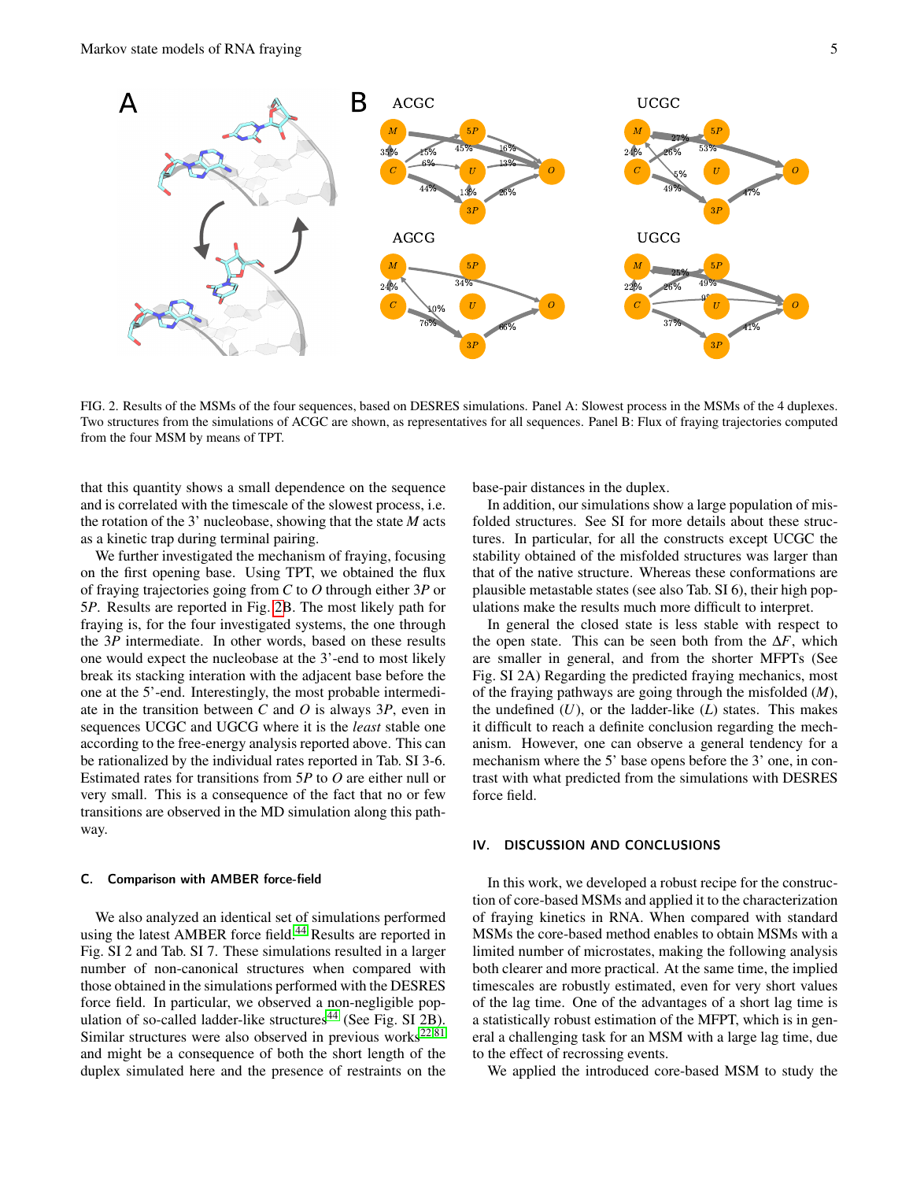FIG. 2. Results of the MSMs of the four sequences, based on DESRES simulations. Panel A: Slowest process in the MSMs of the 4 duplexes. Two structures from the simulations of ACGC are shown, as representatives for all sequences. Panel B: Flux of fraying trajectories computed from the four MSM by means of TPT.

that this quantity shows a small dependence on the sequence and is correlated with the timescale of the slowest process, i.e. the rotation of the 3' nucleobase, showing that the state *M* acts as a kinetic trap during terminal pairing.

We further investigated the mechanism of fraying, focusing on the first opening base. Using TPT, we obtained the flux of fraying trajectories going from *C* to *O* through either 3*P* or 5*P*. Results are reported in Fig. 2B. The most likely path for fraying is, for the four investigated systems, the one through the 3*P* intermediate. In other words, based on these results one would expect the nucleobase at the 3'-end to most likely break its stacking interation with the adjacent base before the one at the 5'-end. Interestingly, the most probable intermediate in the transition between *C* and *O* is always 3*P*, even in sequences UCGC and UGCG where it is the *least* stable one according to the free-energy analysis reported above. This can be rationalized by the individual rates reported in Tab. SI 3-6. Estimated rates for transitions from 5*P* to *O* are either null or very small. This is a consequence of the fact that no or few transitions are observed in the MD simulation along this pathway.

### C. Comparison with AMBER force-field

We also analyzed an identical set of simulations performed using the latest AMBER force field.[44] Results are reported in Fig. SI 2 and Tab. SI 7. These simulations resulted in a larger number of non-canonical structures when compared with those obtained in the simulations performed with the DESRES force field. In particular, we observed a non-negligible population of so-called ladder-like structures[44] (See Fig. SI 2B). Similar structures were also observed in previous works[22,81] and might be a consequence of both the short length of the duplex simulated here and the presence of restraints on the base-pair distances in the duplex.

In addition, our simulations show a large population of misfolded structures. See SI for more details about these structures. In particular, for all the constructs except UCGC the stability obtained of the misfolded structures was larger than that of the native structure. Whereas these conformations are plausible metastable states (see also Tab. SI 6), their high populations make the results much more difficult to interpret.

In general the closed state is less stable with respect to the open state. This can be seen both from the $\Delta F$, which are smaller in general, and from the shorter MFPTs (See Fig. SI 2A) Regarding the predicted fraying mechanics, most of the fraying pathways are going through the misfolded (*M*), the undefined (*U*), or the ladder-like (*L*) states. This makes it difficult to reach a definite conclusion regarding the mechanism. However, one can observe a general tendency for a mechanism where the 5' base opens before the 3' one, in contrast with what predicted from the simulations with DESRES force field.

## IV. DISCUSSION AND CONCLUSIONS

In this work, we developed a robust recipe for the construction of core-based MSMs and applied it to the characterization of fraying kinetics in RNA. When compared with standard MSMs the core-based method enables to obtain MSMs with a limited number of microstates, making the following analysis both clearer and more practical. At the same time, the implied timescales are robustly estimated, even for very short values of the lag time. One of the advantages of a short lag time is a statistically robust estimation of the MFPT, which is in general a challenging task for an MSM with a large lag time, due to the effect of recrossing events.

We applied the introduced core-based MSM to study the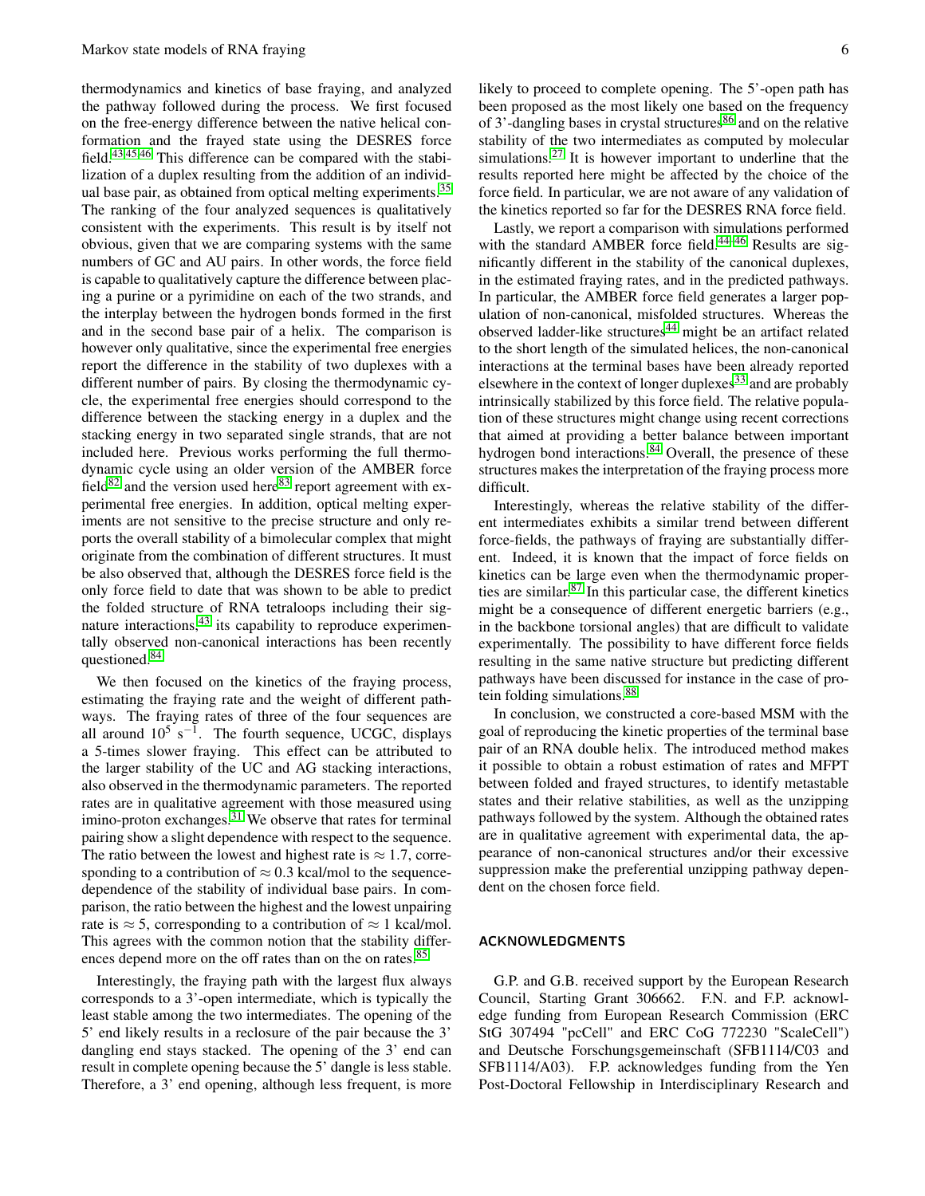thermodynamics and kinetics of base fraying, and analyzed the pathway followed during the process. We first focused on the free-energy difference between the native helical conformation and the frayed state using the DESRES force field.[43,45,46] This difference can be compared with the stabilization of a duplex resulting from the addition of an individual base pair, as obtained from optical melting experiments.[35] The ranking of the four analyzed sequences is qualitatively consistent with the experiments. This result is by itself not obvious, given that we are comparing systems with the same numbers of GC and AU pairs. In other words, the force field is capable to qualitatively capture the difference between placing a purine or a pyrimidine on each of the two strands, and the interplay between the hydrogen bonds formed in the first and in the second base pair of a helix. The comparison is however only qualitative, since the experimental free energies report the difference in the stability of two duplexes with a different number of pairs. By closing the thermodynamic cycle, the experimental free energies should correspond to the difference between the stacking energy in a duplex and the stacking energy in two separated single strands, that are not included here. Previous works performing the full thermodynamic cycle using an older version of the AMBER force field[82] and the version used here[83] report agreement with experimental free energies. In addition, optical melting experiments are not sensitive to the precise structure and only reports the overall stability of a bimolecular complex that might originate from the combination of different structures. It must be also observed that, although the DESRES force field is the only force field to date that was shown to be able to predict the folded structure of RNA tetraloops including their signature interactions,[43] its capability to reproduce experimentally observed non-canonical interactions has been recently questioned.[84]

We then focused on the kinetics of the fraying process, estimating the fraying rate and the weight of different pathways. The fraying rates of three of the four sequences are all around $10^5$ s$^{-1}$. The fourth sequence, UCGC, displays a 5-times slower fraying. This effect can be attributed to the larger stability of the UC and AG stacking interactions, also observed in the thermodynamic parameters. The reported rates are in qualitative agreement with those measured using imino-proton exchanges.[31] We observe that rates for terminal pairing show a slight dependence with respect to the sequence. The ratio between the lowest and highest rate is $\approx 1.7$, corresponding to a contribution of $\approx 0.3$ kcal/mol to the sequence-dependence of the stability of individual base pairs. In comparison, the ratio between the highest and the lowest unpairing rate is $\approx 5$, corresponding to a contribution of $\approx 1$ kcal/mol. This agrees with the common notion that the stability differences depend more on the off rates than on the on rates.[85]

Interestingly, the fraying path with the largest flux always corresponds to a 3'-open intermediate, which is typically the least stable among the two intermediates. The opening of the 5' end likely results in a reclosure of the pair because the 3' dangling end stays stacked. The opening of the 3' end can result in complete opening because the 5' dangle is less stable. Therefore, a 3' end opening, although less frequent, is more likely to proceed to complete opening. The 5'-open path has been proposed as the most likely one based on the frequency of 3'-dangling bases in crystal structures[86] and on the relative stability of the two intermediates as computed by molecular simulations.[27] It is however important to underline that the results reported here might be affected by the choice of the force field. In particular, we are not aware of any validation of the kinetics reported so far for the DESRES RNA force field.

Lastly, we report a comparison with simulations performed with the standard AMBER force field.[44–46] Results are significantly different in the stability of the canonical duplexes, in the estimated fraying rates, and in the predicted pathways. In particular, the AMBER force field generates a larger population of non-canonical, misfolded structures. Whereas the observed ladder-like structures[44] might be an artifact related to the short length of the simulated helices, the non-canonical interactions at the terminal bases have been already reported elsewhere in the context of longer duplexes[33] and are probably intrinsically stabilized by this force field. The relative population of these structures might change using recent corrections that aimed at providing a better balance between important hydrogen bond interactions.[84] Overall, the presence of these structures makes the interpretation of the fraying process more difficult.

Interestingly, whereas the relative stability of the different intermediates exhibits a similar trend between different force-fields, the pathways of fraying are substantially different. Indeed, it is known that the impact of force fields on kinetics can be large even when the thermodynamic properties are similar.[87] In this particular case, the different kinetics might be a consequence of different energetic barriers (e.g., in the backbone torsional angles) that are difficult to validate experimentally. The possibility to have different force fields resulting in the same native structure but predicting different pathways have been discussed for instance in the case of protein folding simulations.[88]

In conclusion, we constructed a core-based MSM with the goal of reproducing the kinetic properties of the terminal base pair of an RNA double helix. The introduced method makes it possible to obtain a robust estimation of rates and MFPT between folded and frayed structures, to identify metastable states and their relative stabilities, as well as the unzipping pathways followed by the system. Although the obtained rates are in qualitative agreement with experimental data, the appearance of non-canonical structures and/or their excessive suppression make the preferential unzipping pathway dependent on the chosen force field.

## ACKNOWLEDGMENTS

G.P. and G.B. received support by the European Research Council, Starting Grant 306662. F.N. and F.P. acknowledge funding from European Research Commission (ERC StG 307494 "pcCell" and ERC CoG 772230 "ScaleCell") and Deutsche Forschungsgemeinschaft (SFB1114/C03 and SFB1114/A03). F.P. acknowledges funding from the Yen Post-Doctoral Fellowship in Interdisciplinary Research and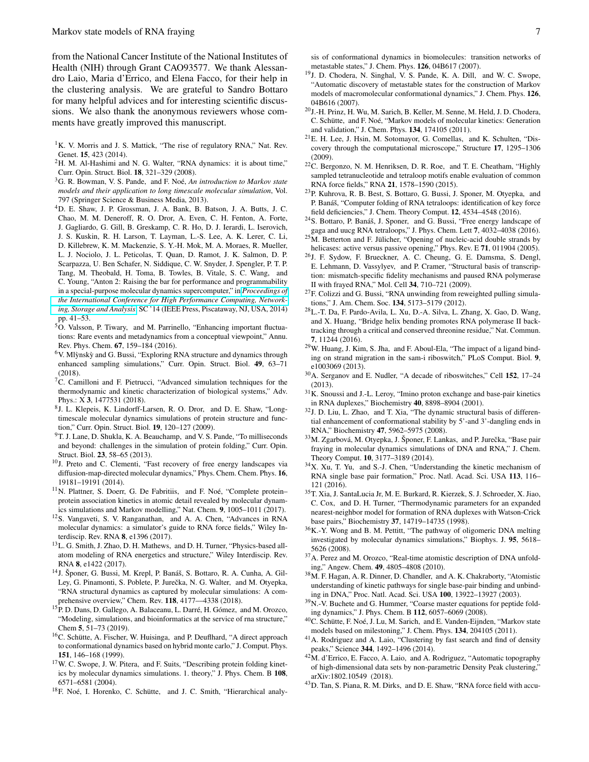from the National Cancer Institute of the National Institutes of Health (NIH) through Grant CAO93577. We thank Alessandro Laio, Maria d'Errico, and Elena Facco, for their help in the clustering analysis. We are grateful to Sandro Bottaro for many helpful advices and for interesting scientific discussions. We also thank the anonymous reviewers whose comments have greatly improved this manuscript.

[1] K. V. Morris and J. S. Mattick, "The rise of regulatory RNA," Nat. Rev. Genet. **15**, 423 (2014).

[2] H. M. Al-Hashimi and N. G. Walter, "RNA dynamics: it is about time," Curr. Opin. Struct. Biol. **18**, 321–329 (2008).

[3] G. R. Bowman, V. S. Pande, and F. Noé, *An introduction to Markov state models and their application to long timescale molecular simulation*, Vol. 797 (Springer Science & Business Media, 2013).

[4] D. E. Shaw, J. P. Grossman, J. A. Bank, B. Batson, J. A. Butts, J. C. Chao, M. M. Deneroff, R. O. Dror, A. Even, C. H. Fenton, A. Forte, J. Gagliardo, G. Gill, B. Greskamp, C. R. Ho, D. J. Ierardi, L. Iserovich, J. S. Kuskin, R. H. Larson, T. Layman, L.-S. Lee, A. K. Lerer, C. Li, D. Killebrew, K. M. Mackenzie, S. Y.-H. Mok, M. A. Moraes, R. Mueller, L. J. Nociolo, J. L. Peticolas, T. Quan, D. Ramot, J. K. Salmon, D. P. Scarpazza, U. Ben Schafer, N. Siddique, C. W. Snyder, J. Spengler, P. T. P. Tang, M. Theobald, H. Toma, B. Towles, B. Vitale, S. C. Wang, and C. Young, "Anton 2: Raising the bar for performance and programmability in a special-purpose molecular dynamics supercomputer," in *Proceedings of the International Conference for High Performance Computing, Networking, Storage and Analysis*, SC '14 (IEEE Press, Piscataway, NJ, USA, 2014) pp. 41–53.

[5] O. Valsson, P. Tiwary, and M. Parrinello, "Enhancing important fluctuations: Rare events and metadynamics from a conceptual viewpoint," Annu. Rev. Phys. Chem. **67**, 159–184 (2016).

[6] V. Mlýnský and G. Bussi, "Exploring RNA structure and dynamics through enhanced sampling simulations," Curr. Opin. Struct. Biol. **49**, 63–71 (2018).

[7] C. Camilloni and F. Pietrucci, "Advanced simulation techniques for the thermodynamic and kinetic characterization of biological systems," Adv. Phys.: X **3**, 1477531 (2018).

[8] J. L. Klepeis, K. Lindorff-Larsen, R. O. Dror, and D. E. Shaw, "Long-timescale molecular dynamics simulations of protein structure and function," Curr. Opin. Struct. Biol. **19**, 120–127 (2009).

[9] T. J. Lane, D. Shukla, K. A. Beauchamp, and V. S. Pande, "To milliseconds and beyond: challenges in the simulation of protein folding," Curr. Opin. Struct. Biol. **23**, 58–65 (2013).

[10] J. Preto and C. Clementi, "Fast recovery of free energy landscapes via diffusion-map-directed molecular dynamics," Phys. Chem. Chem. Phys. **16**, 19181–19191 (2014).

[11] N. Plattner, S. Doerr, G. De Fabritiis, and F. Noé, "Complete protein–protein association kinetics in atomic detail revealed by molecular dynamics simulations and Markov modelling," Nat. Chem. **9**, 1005–1011 (2017).

[12] S. Vangaveti, S. V. Ranganathan, and A. A. Chen, "Advances in RNA molecular dynamics: a simulator's guide to RNA force fields," Wiley Interdiscip. Rev. RNA **8**, e1396 (2017).

[13] L. G. Smith, J. Zhao, D. H. Mathews, and D. H. Turner, "Physics-based all-atom modeling of RNA energetics and structure," Wiley Interdiscip. Rev. RNA **8**, e1422 (2017).

[14] J. Šponer, G. Bussi, M. Krepl, P. Banáš, S. Bottaro, R. A. Cunha, A. Gil-Ley, G. Pinamonti, S. Poblete, P. Jurečka, N. G. Walter, and M. Otyepka, "RNA structural dynamics as captured by molecular simulations: A comprehensive overview," Chem. Rev. **118**, 4177—4338 (2018).

[15] P. D. Dans, D. Gallego, A. Balaceanu, L. Darré, H. Gómez, and M. Orozco, "Modeling, simulations, and bioinformatics at the service of rna structure," Chem **5**, 51–73 (2019).

[16] C. Schütte, A. Fischer, W. Huisinga, and P. Deuflhard, "A direct approach to conformational dynamics based on hybrid monte carlo," J. Comput. Phys. **151**, 146–168 (1999).

[17] W. C. Swope, J. W. Pitera, and F. Suits, "Describing protein folding kinetics by molecular dynamics simulations. 1. theory," J. Phys. Chem. B **108**, 6571–6581 (2004).

[18] F. Noé, I. Horenko, C. Schütte, and J. C. Smith, "Hierarchical analysis of conformational dynamics in biomolecules: transition networks of metastable states," J. Chem. Phys. **126**, 04B617 (2007).

[19] J. D. Chodera, N. Singhal, V. S. Pande, K. A. Dill, and W. C. Swope, "Automatic discovery of metastable states for the construction of Markov models of macromolecular conformational dynamics," J. Chem. Phys. **126**, 04B616 (2007).

[20] J.-H. Prinz, H. Wu, M. Sarich, B. Keller, M. Senne, M. Held, J. D. Chodera, C. Schütte, and F. Noé, "Markov models of molecular kinetics: Generation and validation," J. Chem. Phys. **134**, 174105 (2011).

[21] E. H. Lee, J. Hsin, M. Sotomayor, G. Comellas, and K. Schulten, "Discovery through the computational microscope," Structure **17**, 1295–1306 (2009).

[22] C. Bergonzo, N. M. Henriksen, D. R. Roe, and T. E. Cheatham, "Highly sampled tetranucleotide and tetraloop motifs enable evaluation of common RNA force fields," RNA **21**, 1578–1590 (2015).

[23] P. Kuhrova, R. B. Best, S. Bottaro, G. Bussi, J. Sponer, M. Otyepka, and P. Banáš, "Computer folding of RNA tetraloops: identification of key force field deficiencies," J. Chem. Theory Comput. **12**, 4534–4548 (2016).

[24] S. Bottaro, P. Banáš, J. Sponer, and G. Bussi, "Free energy landscape of gaga and uucg RNA tetraloops," J. Phys. Chem. Lett **7**, 4032–4038 (2016).

[25] M. Betterton and F. Jülicher, "Opening of nucleic-acid double strands by helicases: active versus passive opening," Phys. Rev. E **71**, 011904 (2005).

[26] J. F. Sydow, F. Brueckner, A. C. Cheung, G. E. Damsma, S. Dengl, E. Lehmann, D. Vassylyev, and P. Cramer, "Structural basis of transcription: mismatch-specific fidelity mechanisms and paused RNA polymerase II with frayed RNA," Mol. Cell **34**, 710–721 (2009).

[27] F. Colizzi and G. Bussi, "RNA unwinding from reweighted pulling simulations," J. Am. Chem. Soc. **134**, 5173–5179 (2012).

[28] L.-T. Da, F. Pardo-Avila, L. Xu, D.-A. Silva, L. Zhang, X. Gao, D. Wang, and X. Huang, "Bridge helix bending promotes RNA polymerase II backtracking through a critical and conserved threonine residue," Nat. Commun. **7**, 11244 (2016).

[29] W. Huang, J. Kim, S. Jha, and F. Aboul-Ela, "The impact of a ligand binding on strand migration in the sam-i riboswitch," PLoS Comput. Biol. **9**, e1003069 (2013).

[30] A. Serganov and E. Nudler, "A decade of riboswitches," Cell **152**, 17–24 (2013).

[31] K. Snoussi and J.-L. Leroy, "Imino proton exchange and base-pair kinetics in RNA duplexes," Biochemistry **40**, 8898–8904 (2001).

[32] J. D. Liu, L. Zhao, and T. Xia, "The dynamic structural basis of differential enhancement of conformational stability by 5'-and 3'-dangling ends in RNA," Biochemistry **47**, 5962–5975 (2008).

[33] M. Zgarbová, M. Otyepka, J. Šponer, F. Lankas, and P. Jurečka, "Base pair fraying in molecular dynamics simulations of DNA and RNA," J. Chem. Theory Comput. **10**, 3177–3189 (2014).

[34] X. Xu, T. Yu, and S.-J. Chen, "Understanding the kinetic mechanism of RNA single base pair formation," Proc. Natl. Acad. Sci. USA **113**, 116–121 (2016).

[35] T. Xia, J. SantaLucia Jr, M. E. Burkard, R. Kierzek, S. J. Schroeder, X. Jiao, C. Cox, and D. H. Turner, "Thermodynamic parameters for an expanded nearest-neighbor model for formation of RNA duplexes with Watson-Crick base pairs," Biochemistry **37**, 14719–14735 (1998).

[36] K.-Y. Wong and B. M. Pettitt, "The pathway of oligomeric DNA melting investigated by molecular dynamics simulations," Biophys. J. **95**, 5618–5626 (2008).

[37] A. Perez and M. Orozco, "Real-time atomistic description of DNA unfolding," Angew. Chem. **49**, 4805–4808 (2010).

[38] M. F. Hagan, A. R. Dinner, D. Chandler, and A. K. Chakraborty, "Atomistic understanding of kinetic pathways for single base-pair binding and unbinding in DNA," Proc. Natl. Acad. Sci. USA **100**, 13922–13927 (2003).

[39] N.-V. Buchete and G. Hummer, "Coarse master equations for peptide folding dynamics," J. Phys. Chem. B **112**, 6057–6069 (2008).

[40] C. Schütte, F. Noé, J. Lu, M. Sarich, and E. Vanden-Eijnden, "Markov state models based on milestoning," J. Chem. Phys. **134**, 204105 (2011).

[41] A. Rodriguez and A. Laio, "Clustering by fast search and find of density peaks," Science **344**, 1492–1496 (2014).

[42] M. d'Errico, E. Facco, A. Laio, and A. Rodriguez, "Automatic topography of high-dimensional data sets by non-parametric Density Peak clustering," arXiv:1802.10549 (2018).

[43] D. Tan, S. Piana, R. M. Dirks, and D. E. Shaw, "RNA force field with accu-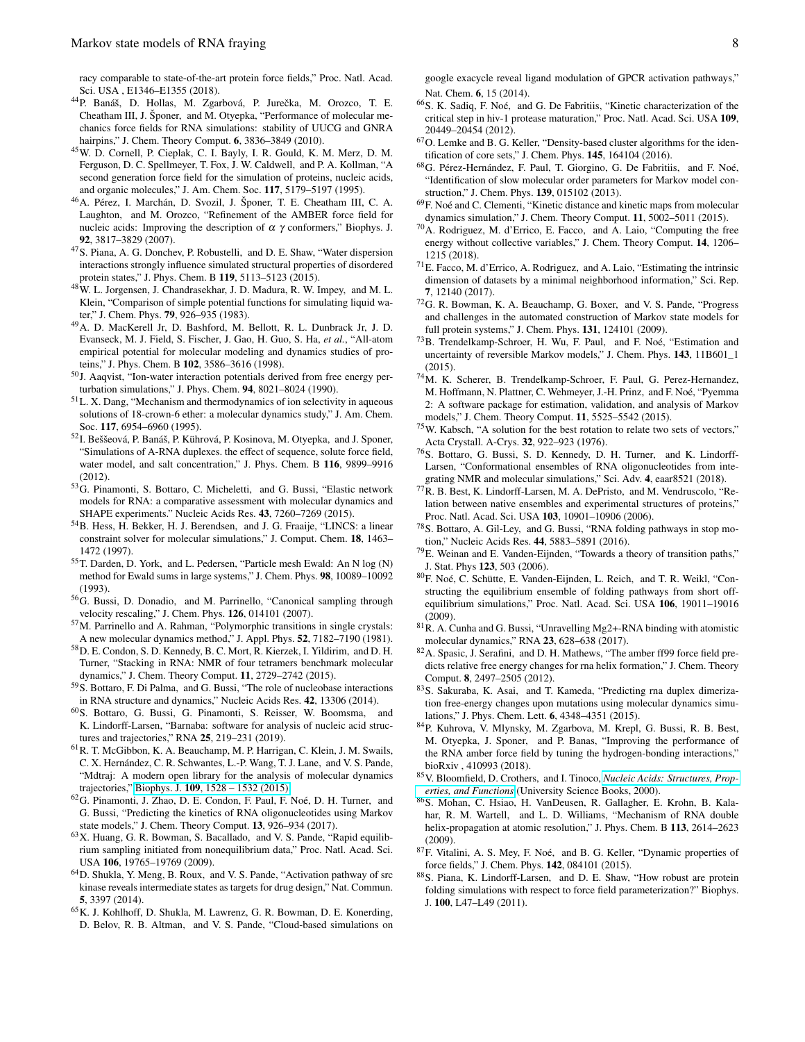racy comparable to state-of-the-art protein force fields," Proc. Natl. Acad. Sci. USA , E1346–E1355 (2018).

[44] P. Banáš, D. Hollas, M. Zgarbová, P. Jurečka, M. Orozco, T. E. Cheatham III, J. Šponer, and M. Otyepka, "Performance of molecular mechanics force fields for RNA simulations: stability of UUCG and GNRA hairpins," J. Chem. Theory Comput. **6**, 3836–3849 (2010).

[45] W. D. Cornell, P. Cieplak, C. I. Bayly, I. R. Gould, K. M. Merz, D. M. Ferguson, D. C. Spellmeyer, T. Fox, J. W. Caldwell, and P. A. Kollman, "A second generation force field for the simulation of proteins, nucleic acids, and organic molecules," J. Am. Chem. Soc. **117**, 5179–5197 (1995).

[46] A. Pérez, I. Marchán, D. Svozil, J. Šponer, T. E. Cheatham III, C. A. Laughton, and M. Orozco, "Refinement of the AMBER force field for nucleic acids: Improving the description of $\alpha$ $\gamma$ conformers," Biophys. J. **92**, 3817–3829 (2007).

[47] S. Piana, A. G. Donchev, P. Robustelli, and D. E. Shaw, "Water dispersion interactions strongly influence simulated structural properties of disordered protein states," J. Phys. Chem. B **119**, 5113–5123 (2015).

[48] W. L. Jorgensen, J. Chandrasekhar, J. D. Madura, R. W. Impey, and M. L. Klein, "Comparison of simple potential functions for simulating liquid water," J. Chem. Phys. **79**, 926–935 (1983).

[49] A. D. MacKerell Jr, D. Bashford, M. Bellott, R. L. Dunbrack Jr, J. D. Evanseck, M. J. Field, S. Fischer, J. Gao, H. Guo, S. Ha, *et al.*, "All-atom empirical potential for molecular modeling and dynamics studies of proteins," J. Phys. Chem. B **102**, 3586–3616 (1998).

[50] J. Aaqvist, "Ion-water interaction potentials derived from free energy perturbation simulations," J. Phys. Chem. **94**, 8021–8024 (1990).

[51] L. X. Dang, "Mechanism and thermodynamics of ion selectivity in aqueous solutions of 18-crown-6 ether: a molecular dynamics study," J. Am. Chem. Soc. **117**, 6954–6960 (1995).

[52] I. Beššeová, P. Banáš, P. Kührová, P. Kosinova, M. Otyepka, and J. Sponer, "Simulations of A-RNA duplexes. the effect of sequence, solute force field, water model, and salt concentration," J. Phys. Chem. B **116**, 9899–9916 (2012).

[53] G. Pinamonti, S. Bottaro, C. Micheletti, and G. Bussi, "Elastic network models for RNA: a comparative assessment with molecular dynamics and SHAPE experiments." Nucleic Acids Res. **43**, 7260–7269 (2015).

[54] B. Hess, H. Bekker, H. J. Berendsen, and J. G. Fraaije, "LINCS: a linear constraint solver for molecular simulations," J. Comput. Chem. **18**, 1463–1472 (1997).

[55] T. Darden, D. York, and L. Pedersen, "Particle mesh Ewald: An N log (N) method for Ewald sums in large systems," J. Chem. Phys. **98**, 10089–10092 (1993).

[56] G. Bussi, D. Donadio, and M. Parrinello, "Canonical sampling through velocity rescaling," J. Chem. Phys. **126**, 014101 (2007).

[57] M. Parrinello and A. Rahman, "Polymorphic transitions in single crystals: A new molecular dynamics method," J. Appl. Phys. **52**, 7182–7190 (1981).

[58] D. E. Condon, S. D. Kennedy, B. C. Mort, R. Kierzek, I. Yildirim, and D. H. Turner, "Stacking in RNA: NMR of four tetramers benchmark molecular dynamics," J. Chem. Theory Comput. **11**, 2729–2742 (2015).

[59] S. Bottaro, F. Di Palma, and G. Bussi, "The role of nucleobase interactions in RNA structure and dynamics," Nucleic Acids Res. **42**, 13306 (2014).

[60] S. Bottaro, G. Bussi, G. Pinamonti, S. Reisser, W. Boomsma, and K. Lindorff-Larsen, "Barnaba: software for analysis of nucleic acid structures and trajectories," RNA **25**, 219–231 (2019).

[61] R. T. McGibbon, K. A. Beauchamp, M. P. Harrigan, C. Klein, J. M. Swails, C. X. Hernández, C. R. Schwantes, L.-P. Wang, T. J. Lane, and V. S. Pande, "Mdtraj: A modern open library for the analysis of molecular dynamics trajectories," Biophys. J. **109**, 1528 – 1532 (2015).

[62] G. Pinamonti, J. Zhao, D. E. Condon, F. Paul, F. Noé, D. H. Turner, and G. Bussi, "Predicting the kinetics of RNA oligonucleotides using Markov state models," J. Chem. Theory Comput. **13**, 926–934 (2017).

[63] X. Huang, G. R. Bowman, S. Bacallado, and V. S. Pande, "Rapid equilibrium sampling initiated from nonequilibrium data," Proc. Natl. Acad. Sci. USA **106**, 19765–19769 (2009).

[64] D. Shukla, Y. Meng, B. Roux, and V. S. Pande, "Activation pathway of src kinase reveals intermediate states as targets for drug design," Nat. Commun. **5**, 3397 (2014).

[65] K. J. Kohlhoff, D. Shukla, M. Lawrenz, G. R. Bowman, D. E. Konerding, D. Belov, R. B. Altman, and V. S. Pande, "Cloud-based simulations on google exacycle reveal ligand modulation of GPCR activation pathways," Nat. Chem. **6**, 15 (2014).

[66] S. K. Sadiq, F. Noé, and G. De Fabritiis, "Kinetic characterization of the critical step in hiv-1 protease maturation," Proc. Natl. Acad. Sci. USA **109**, 20449–20454 (2012).

[67] O. Lemke and B. G. Keller, "Density-based cluster algorithms for the identification of core sets," J. Chem. Phys. **145**, 164104 (2016).

[68] G. Pérez-Hernández, F. Paul, T. Giorgino, G. De Fabritiis, and F. Noé, "Identification of slow molecular order parameters for Markov model construction," J. Chem. Phys. **139**, 015102 (2013).

[69] F. Noé and C. Clementi, "Kinetic distance and kinetic maps from molecular dynamics simulation," J. Chem. Theory Comput. **11**, 5002–5011 (2015).

[70] A. Rodriguez, M. d'Errico, E. Facco, and A. Laio, "Computing the free energy without collective variables," J. Chem. Theory Comput. **14**, 1206–1215 (2018).

[71] E. Facco, M. d'Errico, A. Rodriguez, and A. Laio, "Estimating the intrinsic dimension of datasets by a minimal neighborhood information," Sci. Rep. **7**, 12140 (2017).

[72] G. R. Bowman, K. A. Beauchamp, G. Boxer, and V. S. Pande, "Progress and challenges in the automated construction of Markov state models for full protein systems," J. Chem. Phys. **131**, 124101 (2009).

[73] B. Trendelkamp-Schroer, H. Wu, F. Paul, and F. Noé, "Estimation and uncertainty of reversible Markov models," J. Chem. Phys. **143**, 11B601_1 (2015).

[74] M. K. Scherer, B. Trendelkamp-Schroer, F. Paul, G. Perez-Hernandez, M. Hoffmann, N. Plattner, C. Wehmeyer, J.-H. Prinz, and F. Noé, "Pyemma 2: A software package for estimation, validation, and analysis of Markov models," J. Chem. Theory Comput. **11**, 5525–5542 (2015).

[75] W. Kabsch, "A solution for the best rotation to relate two sets of vectors," Acta Crystall. A-Crys. **32**, 922–923 (1976).

[76] S. Bottaro, G. Bussi, S. D. Kennedy, D. H. Turner, and K. Lindorff-Larsen, "Conformational ensembles of RNA oligonucleotides from integrating NMR and molecular simulations," Sci. Adv. **4**, eaar8521 (2018).

[77] R. B. Best, K. Lindorff-Larsen, M. A. DePristo, and M. Vendruscolo, "Relation between native ensembles and experimental structures of proteins," Proc. Natl. Acad. Sci. USA **103**, 10901–10906 (2006).

[78] S. Bottaro, A. Gil-Ley, and G. Bussi, "RNA folding pathways in stop motion," Nucleic Acids Res. **44**, 5883–5891 (2016).

[79] E. Weinan and E. Vanden-Eijnden, "Towards a theory of transition paths," J. Stat. Phys **123**, 503 (2006).

[80] F. Noé, C. Schütte, E. Vanden-Eijnden, L. Reich, and T. R. Weikl, "Constructing the equilibrium ensemble of folding pathways from short off-equilibrium simulations," Proc. Natl. Acad. Sci. USA **106**, 19011–19016 (2009).

[81] R. A. Cunha and G. Bussi, "Unravelling Mg2+-RNA binding with atomistic molecular dynamics," RNA **23**, 628–638 (2017).

[82] A. Spasic, J. Serafini, and D. H. Mathews, "The amber ff99 force field predicts relative free energy changes for rna helix formation," J. Chem. Theory Comput. **8**, 2497–2505 (2012).

[83] S. Sakuraba, K. Asai, and T. Kameda, "Predicting rna duplex dimerization free-energy changes upon mutations using molecular dynamics simulations," J. Phys. Chem. Lett. **6**, 4348–4351 (2015).

[84] P. Kuhrova, V. Mlynsky, M. Zgarbova, M. Krepl, G. Bussi, R. B. Best, M. Otyepka, J. Sponer, and P. Banas, "Improving the performance of the RNA amber force field by tuning the hydrogen-bonding interactions," bioRxiv , 410993 (2018).

[85] V. Bloomfield, D. Crothers, and I. Tinoco, *Nucleic Acids: Structures, Properties, and Functions* (University Science Books, 2000).

[86] S. Mohan, C. Hsiao, H. VanDeusen, R. Gallagher, E. Krohn, B. Kalahar, R. M. Wartell, and L. D. Williams, "Mechanism of RNA double helix-propagation at atomic resolution," J. Phys. Chem. B **113**, 2614–2623 (2009).

[87] F. Vitalini, A. S. Mey, F. Noé, and B. G. Keller, "Dynamic properties of force fields," J. Chem. Phys. **142**, 084101 (2015).

[88] S. Piana, K. Lindorff-Larsen, and D. E. Shaw, "How robust are protein folding simulations with respect to force field parameterization?" Biophys. J. **100**, L47–L49 (2011).